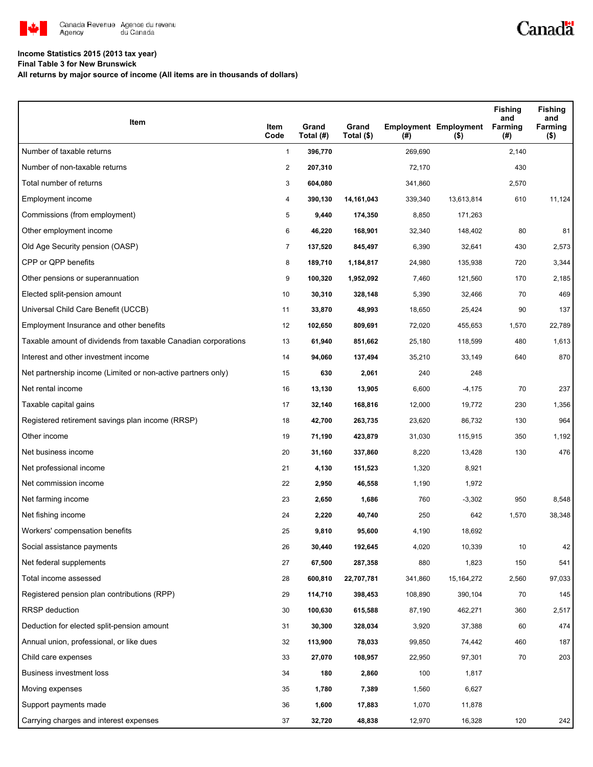Income Statistics 2015 (2013 tax year)

Final Table 3 for New Brunswick

All returns by major source of income (All items are in thousands of dollars)

| Item | Item Code | Grand Total (#) | Grand Total ($) | Employment (#) | Employment ($) | Fishing and Farming (#) | Fishing and Farming ($) |
|---|---|---|---|---|---|---|---|
| Number of taxable returns | 1 | **396,770** | | 269,690 | | 2,140 | |
| Number of non-taxable returns | 2 | **207,310** | | 72,170 | | 430 | |
| Total number of returns | 3 | **604,080** | | 341,860 | | 2,570 | |
| Employment income | 4 | **390,130** | **14,161,043** | 339,340 | 13,613,814 | 610 | 11,124 |
| Commissions (from employment) | 5 | **9,440** | **174,350** | 8,850 | 171,263 | | |
| Other employment income | 6 | **46,220** | **168,901** | 32,340 | 148,402 | 80 | 81 |
| Old Age Security pension (OASP) | 7 | **137,520** | **845,497** | 6,390 | 32,641 | 430 | 2,573 |
| CPP or QPP benefits | 8 | **189,710** | **1,184,817** | 24,980 | 135,938 | 720 | 3,344 |
| Other pensions or superannuation | 9 | **100,320** | **1,952,092** | 7,460 | 121,560 | 170 | 2,185 |
| Elected split-pension amount | 10 | **30,310** | **328,148** | 5,390 | 32,466 | 70 | 469 |
| Universal Child Care Benefit (UCCB) | 11 | **33,870** | **48,993** | 18,650 | 25,424 | 90 | 137 |
| Employment Insurance and other benefits | 12 | **102,650** | **809,691** | 72,020 | 455,653 | 1,570 | 22,789 |
| Taxable amount of dividends from taxable Canadian corporations | 13 | **61,940** | **851,662** | 25,180 | 118,599 | 480 | 1,613 |
| Interest and other investment income | 14 | **94,060** | **137,494** | 35,210 | 33,149 | 640 | 870 |
| Net partnership income (Limited or non-active partners only) | 15 | **630** | **2,061** | 240 | 248 | | |
| Net rental income | 16 | **13,130** | **13,905** | 6,600 | -4,175 | 70 | 237 |
| Taxable capital gains | 17 | **32,140** | **168,816** | 12,000 | 19,772 | 230 | 1,356 |
| Registered retirement savings plan income (RRSP) | 18 | **42,700** | **263,735** | 23,620 | 86,732 | 130 | 964 |
| Other income | 19 | **71,190** | **423,879** | 31,030 | 115,915 | 350 | 1,192 |
| Net business income | 20 | **31,160** | **337,860** | 8,220 | 13,428 | 130 | 476 |
| Net professional income | 21 | **4,130** | **151,523** | 1,320 | 8,921 | | |
| Net commission income | 22 | **2,950** | **46,558** | 1,190 | 1,972 | | |
| Net farming income | 23 | **2,650** | **1,686** | 760 | -3,302 | 950 | 8,548 |
| Net fishing income | 24 | **2,220** | **40,740** | 250 | 642 | 1,570 | 38,348 |
| Workers' compensation benefits | 25 | **9,810** | **95,600** | 4,190 | 18,692 | | |
| Social assistance payments | 26 | **30,440** | **192,645** | 4,020 | 10,339 | 10 | 42 |
| Net federal supplements | 27 | **67,500** | **287,358** | 880 | 1,823 | 150 | 541 |
| Total income assessed | 28 | **600,810** | **22,707,781** | 341,860 | 15,164,272 | 2,560 | 97,033 |
| Registered pension plan contributions (RPP) | 29 | **114,710** | **398,453** | 108,890 | 390,104 | 70 | 145 |
| RRSP deduction | 30 | **100,630** | **615,588** | 87,190 | 462,271 | 360 | 2,517 |
| Deduction for elected split-pension amount | 31 | **30,300** | **328,034** | 3,920 | 37,388 | 60 | 474 |
| Annual union, professional, or like dues | 32 | **113,900** | **78,033** | 99,850 | 74,442 | 460 | 187 |
| Child care expenses | 33 | **27,070** | **108,957** | 22,950 | 97,301 | 70 | 203 |
| Business investment loss | 34 | **180** | **2,860** | 100 | 1,817 | | |
| Moving expenses | 35 | **1,780** | **7,389** | 1,560 | 6,627 | | |
| Support payments made | 36 | **1,600** | **17,883** | 1,070 | 11,878 | | |
| Carrying charges and interest expenses | 37 | **32,720** | **48,838** | 12,970 | 16,328 | 120 | 242 |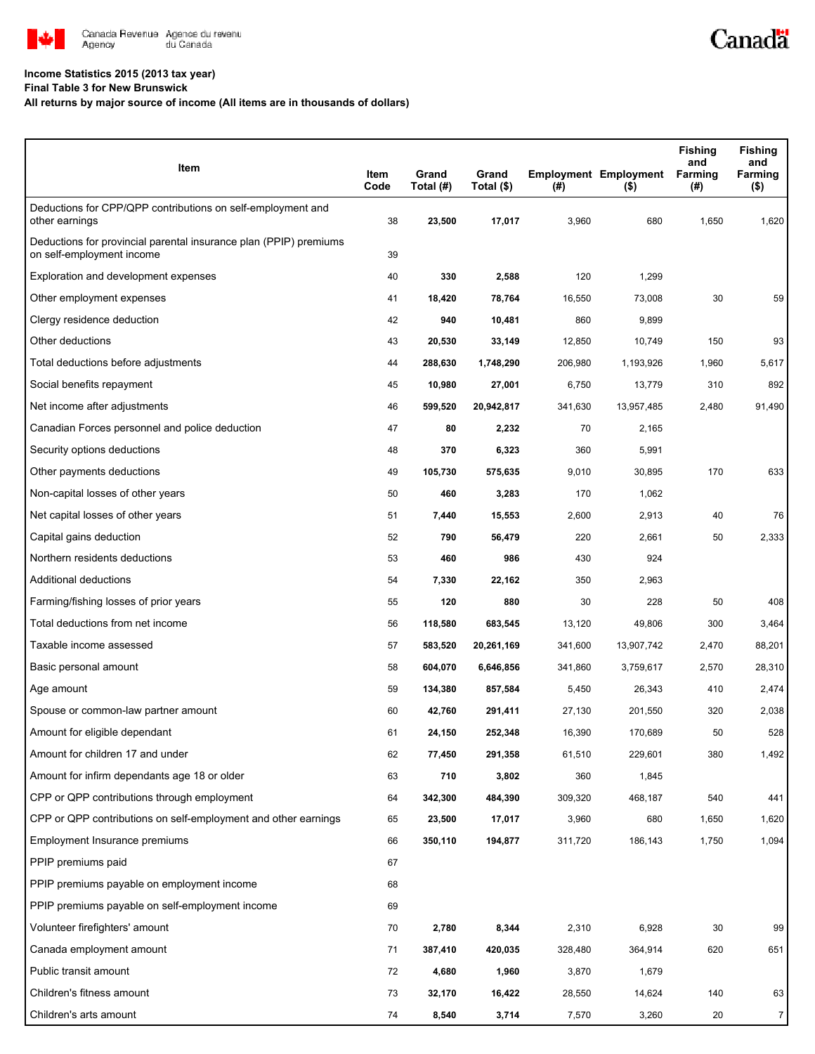**Income Statistics 2015 (2013 tax year)**
**Final Table 3 for New Brunswick**
**All returns by major source of income (All items are in thousands of dollars)**

| Item | Item Code | Grand Total (#) | Grand Total ($) | Employment (#) | Employment ($) | Fishing and Farming (#) | Fishing and Farming ($) |
|---|---|---|---|---|---|---|---|
| Deductions for CPP/QPP contributions on self-employment and other earnings | 38 | **23,500** | **17,017** | 3,960 | 680 | 1,650 | 1,620 |
| Deductions for provincial parental insurance plan (PPIP) premiums on self-employment income | 39 | | | | | | |
| Exploration and development expenses | 40 | **330** | **2,588** | 120 | 1,299 | | |
| Other employment expenses | 41 | **18,420** | **78,764** | 16,550 | 73,008 | 30 | 59 |
| Clergy residence deduction | 42 | **940** | **10,481** | 860 | 9,899 | | |
| Other deductions | 43 | **20,530** | **33,149** | 12,850 | 10,749 | 150 | 93 |
| Total deductions before adjustments | 44 | **288,630** | **1,748,290** | 206,980 | 1,193,926 | 1,960 | 5,617 |
| Social benefits repayment | 45 | **10,980** | **27,001** | 6,750 | 13,779 | 310 | 892 |
| Net income after adjustments | 46 | **599,520** | **20,942,817** | 341,630 | 13,957,485 | 2,480 | 91,490 |
| Canadian Forces personnel and police deduction | 47 | **80** | **2,232** | 70 | 2,165 | | |
| Security options deductions | 48 | **370** | **6,323** | 360 | 5,991 | | |
| Other payments deductions | 49 | **105,730** | **575,635** | 9,010 | 30,895 | 170 | 633 |
| Non-capital losses of other years | 50 | **460** | **3,283** | 170 | 1,062 | | |
| Net capital losses of other years | 51 | **7,440** | **15,553** | 2,600 | 2,913 | 40 | 76 |
| Capital gains deduction | 52 | **790** | **56,479** | 220 | 2,661 | 50 | 2,333 |
| Northern residents deductions | 53 | **460** | **986** | 430 | 924 | | |
| Additional deductions | 54 | **7,330** | **22,162** | 350 | 2,963 | | |
| Farming/fishing losses of prior years | 55 | **120** | **880** | 30 | 228 | 50 | 408 |
| Total deductions from net income | 56 | **118,580** | **683,545** | 13,120 | 49,806 | 300 | 3,464 |
| Taxable income assessed | 57 | **583,520** | **20,261,169** | 341,600 | 13,907,742 | 2,470 | 88,201 |
| Basic personal amount | 58 | **604,070** | **6,646,856** | 341,860 | 3,759,617 | 2,570 | 28,310 |
| Age amount | 59 | **134,380** | **857,584** | 5,450 | 26,343 | 410 | 2,474 |
| Spouse or common-law partner amount | 60 | **42,760** | **291,411** | 27,130 | 201,550 | 320 | 2,038 |
| Amount for eligible dependant | 61 | **24,150** | **252,348** | 16,390 | 170,689 | 50 | 528 |
| Amount for children 17 and under | 62 | **77,450** | **291,358** | 61,510 | 229,601 | 380 | 1,492 |
| Amount for infirm dependants age 18 or older | 63 | **710** | **3,802** | 360 | 1,845 | | |
| CPP or QPP contributions through employment | 64 | **342,300** | **484,390** | 309,320 | 468,187 | 540 | 441 |
| CPP or QPP contributions on self-employment and other earnings | 65 | **23,500** | **17,017** | 3,960 | 680 | 1,650 | 1,620 |
| Employment Insurance premiums | 66 | **350,110** | **194,877** | 311,720 | 186,143 | 1,750 | 1,094 |
| PPIP premiums paid | 67 | | | | | | |
| PPIP premiums payable on employment income | 68 | | | | | | |
| PPIP premiums payable on self-employment income | 69 | | | | | | |
| Volunteer firefighters' amount | 70 | **2,780** | **8,344** | 2,310 | 6,928 | 30 | 99 |
| Canada employment amount | 71 | **387,410** | **420,035** | 328,480 | 364,914 | 620 | 651 |
| Public transit amount | 72 | **4,680** | **1,960** | 3,870 | 1,679 | | |
| Children's fitness amount | 73 | **32,170** | **16,422** | 28,550 | 14,624 | 140 | 63 |
| Children's arts amount | 74 | **8,540** | **3,714** | 7,570 | 3,260 | 20 | 7 |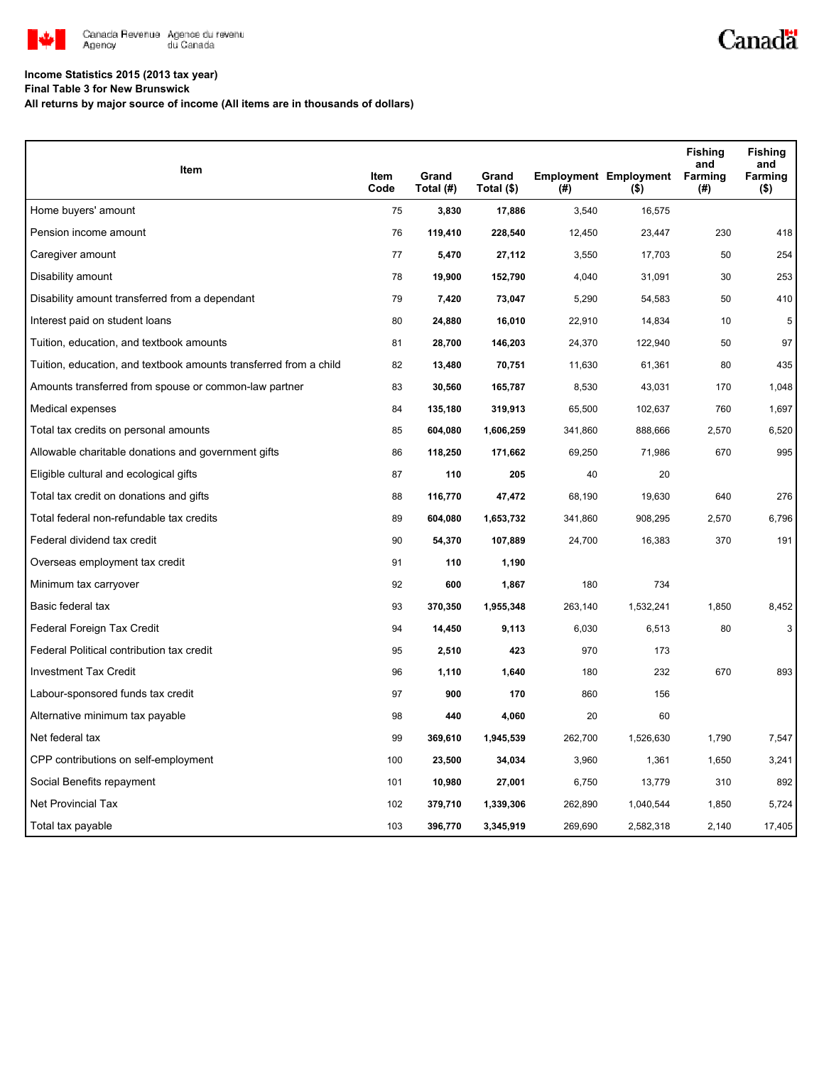**Income Statistics 2015 (2013 tax year)**

**Final Table 3 for New Brunswick**

**All returns by major source of income (All items are in thousands of dollars)**

| Item | Item Code | Grand Total (#) | Grand Total ($) | Employment (#) | Employment ($) | Fishing and Farming (#) | Fishing and Farming ($) |
|---|---|---|---|---|---|---|---|
| Home buyers' amount | 75 | **3,830** | **17,886** | 3,540 | 16,575 | | |
| Pension income amount | 76 | **119,410** | **228,540** | 12,450 | 23,447 | 230 | 418 |
| Caregiver amount | 77 | **5,470** | **27,112** | 3,550 | 17,703 | 50 | 254 |
| Disability amount | 78 | **19,900** | **152,790** | 4,040 | 31,091 | 30 | 253 |
| Disability amount transferred from a dependant | 79 | **7,420** | **73,047** | 5,290 | 54,583 | 50 | 410 |
| Interest paid on student loans | 80 | **24,880** | **16,010** | 22,910 | 14,834 | 10 | 5 |
| Tuition, education, and textbook amounts | 81 | **28,700** | **146,203** | 24,370 | 122,940 | 50 | 97 |
| Tuition, education, and textbook amounts transferred from a child | 82 | **13,480** | **70,751** | 11,630 | 61,361 | 80 | 435 |
| Amounts transferred from spouse or common-law partner | 83 | **30,560** | **165,787** | 8,530 | 43,031 | 170 | 1,048 |
| Medical expenses | 84 | **135,180** | **319,913** | 65,500 | 102,637 | 760 | 1,697 |
| Total tax credits on personal amounts | 85 | **604,080** | **1,606,259** | 341,860 | 888,666 | 2,570 | 6,520 |
| Allowable charitable donations and government gifts | 86 | **118,250** | **171,662** | 69,250 | 71,986 | 670 | 995 |
| Eligible cultural and ecological gifts | 87 | **110** | **205** | 40 | 20 | | |
| Total tax credit on donations and gifts | 88 | **116,770** | **47,472** | 68,190 | 19,630 | 640 | 276 |
| Total federal non-refundable tax credits | 89 | **604,080** | **1,653,732** | 341,860 | 908,295 | 2,570 | 6,796 |
| Federal dividend tax credit | 90 | **54,370** | **107,889** | 24,700 | 16,383 | 370 | 191 |
| Overseas employment tax credit | 91 | **110** | **1,190** | | | | |
| Minimum tax carryover | 92 | **600** | **1,867** | 180 | 734 | | |
| Basic federal tax | 93 | **370,350** | **1,955,348** | 263,140 | 1,532,241 | 1,850 | 8,452 |
| Federal Foreign Tax Credit | 94 | **14,450** | **9,113** | 6,030 | 6,513 | 80 | 3 |
| Federal Political contribution tax credit | 95 | **2,510** | **423** | 970 | 173 | | |
| Investment Tax Credit | 96 | **1,110** | **1,640** | 180 | 232 | 670 | 893 |
| Labour-sponsored funds tax credit | 97 | **900** | **170** | 860 | 156 | | |
| Alternative minimum tax payable | 98 | **440** | **4,060** | 20 | 60 | | |
| Net federal tax | 99 | **369,610** | **1,945,539** | 262,700 | 1,526,630 | 1,790 | 7,547 |
| CPP contributions on self-employment | 100 | **23,500** | **34,034** | 3,960 | 1,361 | 1,650 | 3,241 |
| Social Benefits repayment | 101 | **10,980** | **27,001** | 6,750 | 13,779 | 310 | 892 |
| Net Provincial Tax | 102 | **379,710** | **1,339,306** | 262,890 | 1,040,544 | 1,850 | 5,724 |
| Total tax payable | 103 | **396,770** | **3,345,919** | 269,690 | 2,582,318 | 2,140 | 17,405 |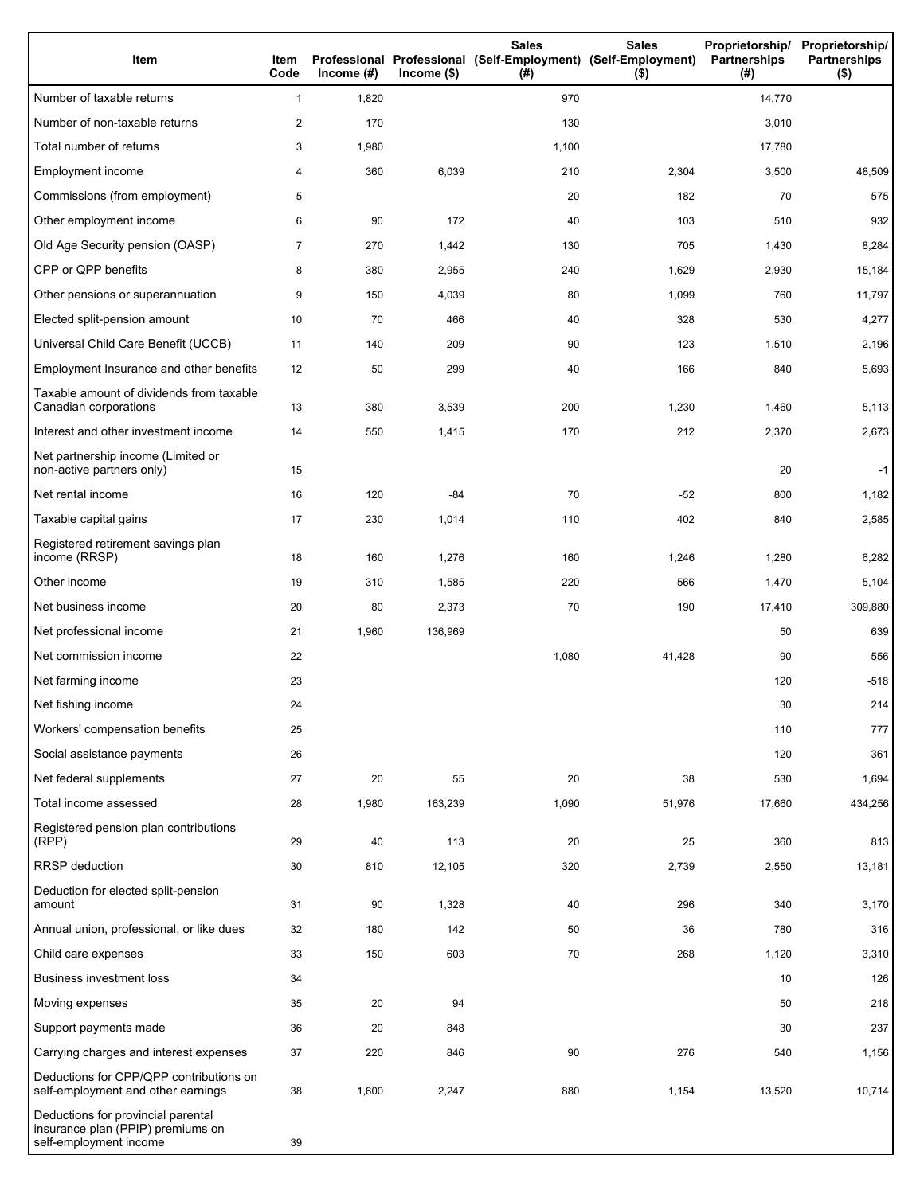| Item | Item Code | Professional Income (#) | Professional Income ($) | Sales (Self-Employment) (#) | Sales (Self-Employment) ($) | Proprietorship/ Partnerships (#) | Proprietorship/ Partnerships ($) |
|---|---|---|---|---|---|---|---|
| Number of taxable returns | 1 | 1,820 | | 970 | | 14,770 | |
| Number of non-taxable returns | 2 | 170 | | 130 | | 3,010 | |
| Total number of returns | 3 | 1,980 | | 1,100 | | 17,780 | |
| Employment income | 4 | 360 | 6,039 | 210 | 2,304 | 3,500 | 48,509 |
| Commissions (from employment) | 5 | | | 20 | 182 | 70 | 575 |
| Other employment income | 6 | 90 | 172 | 40 | 103 | 510 | 932 |
| Old Age Security pension (OASP) | 7 | 270 | 1,442 | 130 | 705 | 1,430 | 8,284 |
| CPP or QPP benefits | 8 | 380 | 2,955 | 240 | 1,629 | 2,930 | 15,184 |
| Other pensions or superannuation | 9 | 150 | 4,039 | 80 | 1,099 | 760 | 11,797 |
| Elected split-pension amount | 10 | 70 | 466 | 40 | 328 | 530 | 4,277 |
| Universal Child Care Benefit (UCCB) | 11 | 140 | 209 | 90 | 123 | 1,510 | 2,196 |
| Employment Insurance and other benefits | 12 | 50 | 299 | 40 | 166 | 840 | 5,693 |
| Taxable amount of dividends from taxable Canadian corporations | 13 | 380 | 3,539 | 200 | 1,230 | 1,460 | 5,113 |
| Interest and other investment income | 14 | 550 | 1,415 | 170 | 212 | 2,370 | 2,673 |
| Net partnership income (Limited or non-active partners only) | 15 | | | | | 20 | -1 |
| Net rental income | 16 | 120 | -84 | 70 | -52 | 800 | 1,182 |
| Taxable capital gains | 17 | 230 | 1,014 | 110 | 402 | 840 | 2,585 |
| Registered retirement savings plan income (RRSP) | 18 | 160 | 1,276 | 160 | 1,246 | 1,280 | 6,282 |
| Other income | 19 | 310 | 1,585 | 220 | 566 | 1,470 | 5,104 |
| Net business income | 20 | 80 | 2,373 | 70 | 190 | 17,410 | 309,880 |
| Net professional income | 21 | 1,960 | 136,969 | | | 50 | 639 |
| Net commission income | 22 | | | 1,080 | 41,428 | 90 | 556 |
| Net farming income | 23 | | | | | 120 | -518 |
| Net fishing income | 24 | | | | | 30 | 214 |
| Workers' compensation benefits | 25 | | | | | 110 | 777 |
| Social assistance payments | 26 | | | | | 120 | 361 |
| Net federal supplements | 27 | 20 | 55 | 20 | 38 | 530 | 1,694 |
| Total income assessed | 28 | 1,980 | 163,239 | 1,090 | 51,976 | 17,660 | 434,256 |
| Registered pension plan contributions (RPP) | 29 | 40 | 113 | 20 | 25 | 360 | 813 |
| RRSP deduction | 30 | 810 | 12,105 | 320 | 2,739 | 2,550 | 13,181 |
| Deduction for elected split-pension amount | 31 | 90 | 1,328 | 40 | 296 | 340 | 3,170 |
| Annual union, professional, or like dues | 32 | 180 | 142 | 50 | 36 | 780 | 316 |
| Child care expenses | 33 | 150 | 603 | 70 | 268 | 1,120 | 3,310 |
| Business investment loss | 34 | | | | | 10 | 126 |
| Moving expenses | 35 | 20 | 94 | | | 50 | 218 |
| Support payments made | 36 | 20 | 848 | | | 30 | 237 |
| Carrying charges and interest expenses | 37 | 220 | 846 | 90 | 276 | 540 | 1,156 |
| Deductions for CPP/QPP contributions on self-employment and other earnings | 38 | 1,600 | 2,247 | 880 | 1,154 | 13,520 | 10,714 |
| Deductions for provincial parental insurance plan (PPIP) premiums on self-employment income | 39 | | | | | | |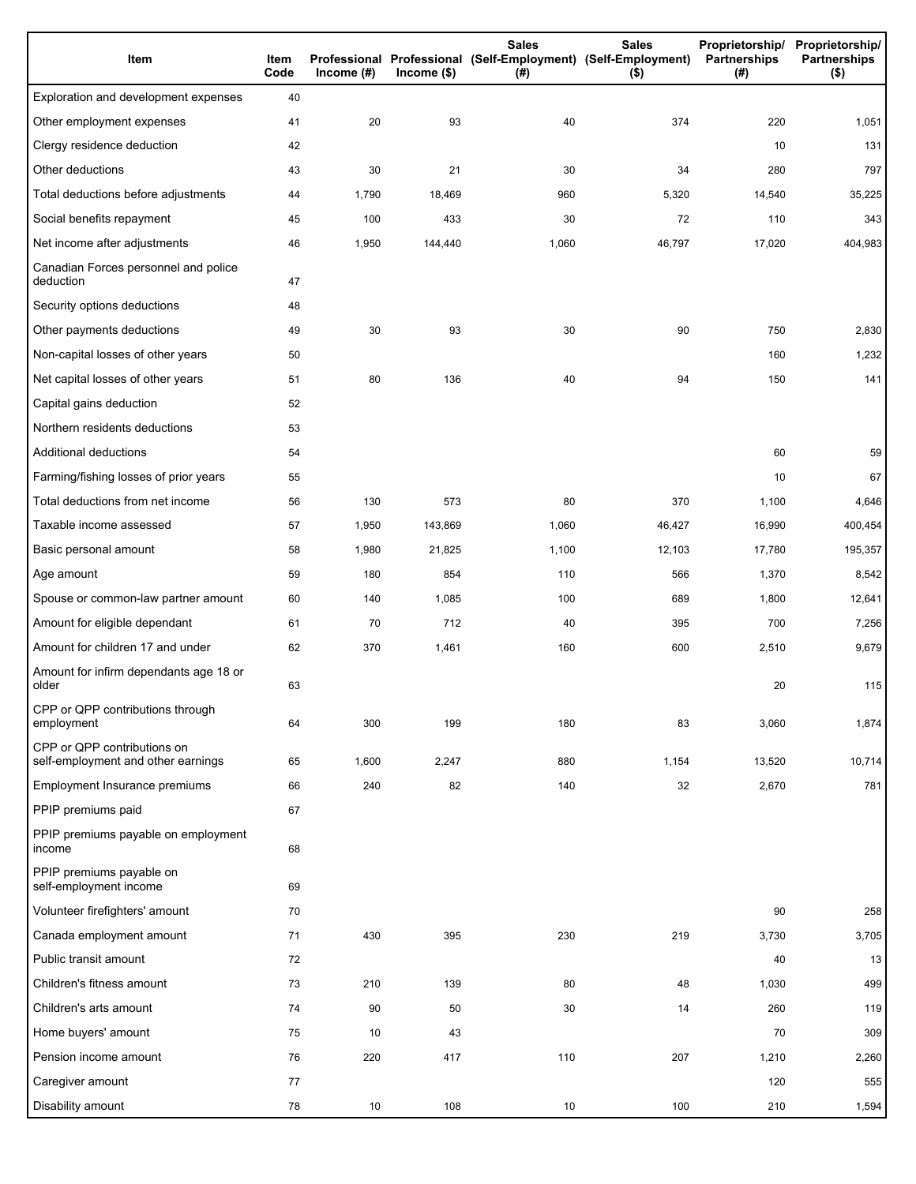| Item | Item Code | Professional Income (#) | Professional Income ($) | Sales (Self-Employment) (#) | Sales (Self-Employment) ($) | Proprietorship/ Partnerships (#) | Proprietorship/ Partnerships ($) |
|---|---|---|---|---|---|---|---|
| Exploration and development expenses | 40 | | | | | | |
| Other employment expenses | 41 | 20 | 93 | 40 | 374 | 220 | 1,051 |
| Clergy residence deduction | 42 | | | | | 10 | 131 |
| Other deductions | 43 | 30 | 21 | 30 | 34 | 280 | 797 |
| Total deductions before adjustments | 44 | 1,790 | 18,469 | 960 | 5,320 | 14,540 | 35,225 |
| Social benefits repayment | 45 | 100 | 433 | 30 | 72 | 110 | 343 |
| Net income after adjustments | 46 | 1,950 | 144,440 | 1,060 | 46,797 | 17,020 | 404,983 |
| Canadian Forces personnel and police deduction | 47 | | | | | | |
| Security options deductions | 48 | | | | | | |
| Other payments deductions | 49 | 30 | 93 | 30 | 90 | 750 | 2,830 |
| Non-capital losses of other years | 50 | | | | | 160 | 1,232 |
| Net capital losses of other years | 51 | 80 | 136 | 40 | 94 | 150 | 141 |
| Capital gains deduction | 52 | | | | | | |
| Northern residents deductions | 53 | | | | | | |
| Additional deductions | 54 | | | | | 60 | 59 |
| Farming/fishing losses of prior years | 55 | | | | | 10 | 67 |
| Total deductions from net income | 56 | 130 | 573 | 80 | 370 | 1,100 | 4,646 |
| Taxable income assessed | 57 | 1,950 | 143,869 | 1,060 | 46,427 | 16,990 | 400,454 |
| Basic personal amount | 58 | 1,980 | 21,825 | 1,100 | 12,103 | 17,780 | 195,357 |
| Age amount | 59 | 180 | 854 | 110 | 566 | 1,370 | 8,542 |
| Spouse or common-law partner amount | 60 | 140 | 1,085 | 100 | 689 | 1,800 | 12,641 |
| Amount for eligible dependant | 61 | 70 | 712 | 40 | 395 | 700 | 7,256 |
| Amount for children 17 and under | 62 | 370 | 1,461 | 160 | 600 | 2,510 | 9,679 |
| Amount for infirm dependants age 18 or older | 63 | | | | | 20 | 115 |
| CPP or QPP contributions through employment | 64 | 300 | 199 | 180 | 83 | 3,060 | 1,874 |
| CPP or QPP contributions on self-employment and other earnings | 65 | 1,600 | 2,247 | 880 | 1,154 | 13,520 | 10,714 |
| Employment Insurance premiums | 66 | 240 | 82 | 140 | 32 | 2,670 | 781 |
| PPIP premiums paid | 67 | | | | | | |
| PPIP premiums payable on employment income | 68 | | | | | | |
| PPIP premiums payable on self-employment income | 69 | | | | | | |
| Volunteer firefighters' amount | 70 | | | | | 90 | 258 |
| Canada employment amount | 71 | 430 | 395 | 230 | 219 | 3,730 | 3,705 |
| Public transit amount | 72 | | | | | 40 | 13 |
| Children's fitness amount | 73 | 210 | 139 | 80 | 48 | 1,030 | 499 |
| Children's arts amount | 74 | 90 | 50 | 30 | 14 | 260 | 119 |
| Home buyers' amount | 75 | 10 | 43 | | | 70 | 309 |
| Pension income amount | 76 | 220 | 417 | 110 | 207 | 1,210 | 2,260 |
| Caregiver amount | 77 | | | | | 120 | 555 |
| Disability amount | 78 | 10 | 108 | 10 | 100 | 210 | 1,594 |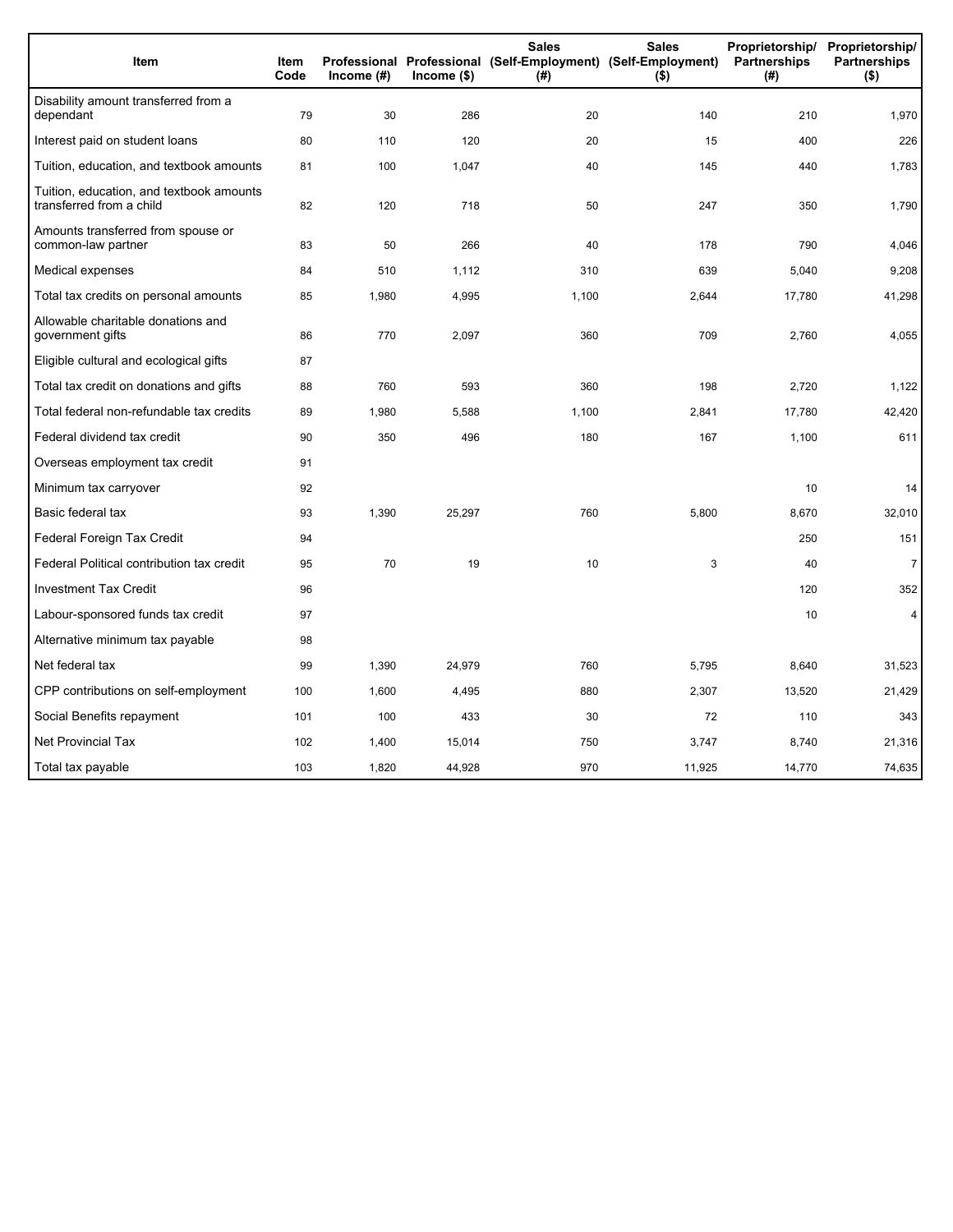| Item | Item Code | Professional Income (#) | Professional Income ($) | Sales (Self-Employment) (#) | Sales (Self-Employment) ($) | Proprietorship/ Partnerships (#) | Proprietorship/ Partnerships ($) |
|---|---|---|---|---|---|---|---|
| Disability amount transferred from a dependant | 79 | 30 | 286 | 20 | 140 | 210 | 1,970 |
| Interest paid on student loans | 80 | 110 | 120 | 20 | 15 | 400 | 226 |
| Tuition, education, and textbook amounts | 81 | 100 | 1,047 | 40 | 145 | 440 | 1,783 |
| Tuition, education, and textbook amounts transferred from a child | 82 | 120 | 718 | 50 | 247 | 350 | 1,790 |
| Amounts transferred from spouse or common-law partner | 83 | 50 | 266 | 40 | 178 | 790 | 4,046 |
| Medical expenses | 84 | 510 | 1,112 | 310 | 639 | 5,040 | 9,208 |
| Total tax credits on personal amounts | 85 | 1,980 | 4,995 | 1,100 | 2,644 | 17,780 | 41,298 |
| Allowable charitable donations and government gifts | 86 | 770 | 2,097 | 360 | 709 | 2,760 | 4,055 |
| Eligible cultural and ecological gifts | 87 | | | | | | |
| Total tax credit on donations and gifts | 88 | 760 | 593 | 360 | 198 | 2,720 | 1,122 |
| Total federal non-refundable tax credits | 89 | 1,980 | 5,588 | 1,100 | 2,841 | 17,780 | 42,420 |
| Federal dividend tax credit | 90 | 350 | 496 | 180 | 167 | 1,100 | 611 |
| Overseas employment tax credit | 91 | | | | | | |
| Minimum tax carryover | 92 | | | | | 10 | 14 |
| Basic federal tax | 93 | 1,390 | 25,297 | 760 | 5,800 | 8,670 | 32,010 |
| Federal Foreign Tax Credit | 94 | | | | | 250 | 151 |
| Federal Political contribution tax credit | 95 | 70 | 19 | 10 | 3 | 40 | 7 |
| Investment Tax Credit | 96 | | | | | 120 | 352 |
| Labour-sponsored funds tax credit | 97 | | | | | 10 | 4 |
| Alternative minimum tax payable | 98 | | | | | | |
| Net federal tax | 99 | 1,390 | 24,979 | 760 | 5,795 | 8,640 | 31,523 |
| CPP contributions on self-employment | 100 | 1,600 | 4,495 | 880 | 2,307 | 13,520 | 21,429 |
| Social Benefits repayment | 101 | 100 | 433 | 30 | 72 | 110 | 343 |
| Net Provincial Tax | 102 | 1,400 | 15,014 | 750 | 3,747 | 8,740 | 21,316 |
| Total tax payable | 103 | 1,820 | 44,928 | 970 | 11,925 | 14,770 | 74,635 |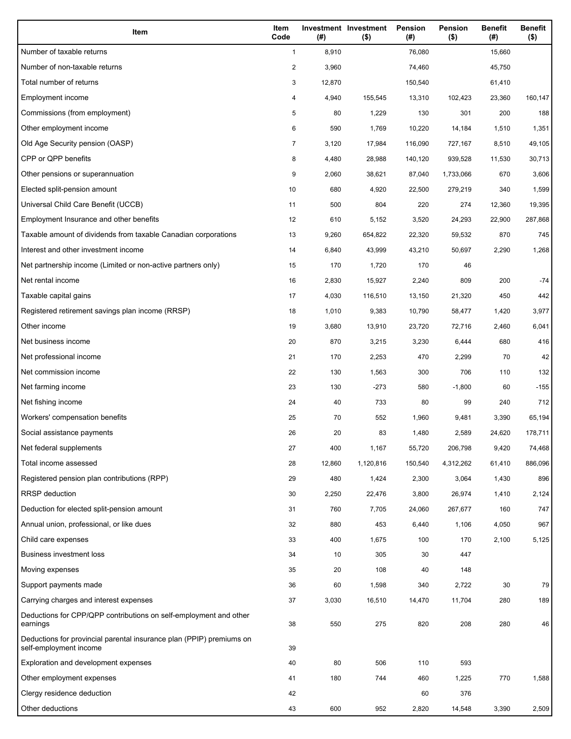| Item | Item Code | Investment (#) | Investment ($) | Pension (#) | Pension ($) | Benefit (#) | Benefit ($) |
|---|---|---|---|---|---|---|---|
| Number of taxable returns | 1 | 8,910 | | 76,080 | | 15,660 | |
| Number of non-taxable returns | 2 | 3,960 | | 74,460 | | 45,750 | |
| Total number of returns | 3 | 12,870 | | 150,540 | | 61,410 | |
| Employment income | 4 | 4,940 | 155,545 | 13,310 | 102,423 | 23,360 | 160,147 |
| Commissions (from employment) | 5 | 80 | 1,229 | 130 | 301 | 200 | 188 |
| Other employment income | 6 | 590 | 1,769 | 10,220 | 14,184 | 1,510 | 1,351 |
| Old Age Security pension (OASP) | 7 | 3,120 | 17,984 | 116,090 | 727,167 | 8,510 | 49,105 |
| CPP or QPP benefits | 8 | 4,480 | 28,988 | 140,120 | 939,528 | 11,530 | 30,713 |
| Other pensions or superannuation | 9 | 2,060 | 38,621 | 87,040 | 1,733,066 | 670 | 3,606 |
| Elected split-pension amount | 10 | 680 | 4,920 | 22,500 | 279,219 | 340 | 1,599 |
| Universal Child Care Benefit (UCCB) | 11 | 500 | 804 | 220 | 274 | 12,360 | 19,395 |
| Employment Insurance and other benefits | 12 | 610 | 5,152 | 3,520 | 24,293 | 22,900 | 287,868 |
| Taxable amount of dividends from taxable Canadian corporations | 13 | 9,260 | 654,822 | 22,320 | 59,532 | 870 | 745 |
| Interest and other investment income | 14 | 6,840 | 43,999 | 43,210 | 50,697 | 2,290 | 1,268 |
| Net partnership income (Limited or non-active partners only) | 15 | 170 | 1,720 | 170 | 46 | | |
| Net rental income | 16 | 2,830 | 15,927 | 2,240 | 809 | 200 | -74 |
| Taxable capital gains | 17 | 4,030 | 116,510 | 13,150 | 21,320 | 450 | 442 |
| Registered retirement savings plan income (RRSP) | 18 | 1,010 | 9,383 | 10,790 | 58,477 | 1,420 | 3,977 |
| Other income | 19 | 3,680 | 13,910 | 23,720 | 72,716 | 2,460 | 6,041 |
| Net business income | 20 | 870 | 3,215 | 3,230 | 6,444 | 680 | 416 |
| Net professional income | 21 | 170 | 2,253 | 470 | 2,299 | 70 | 42 |
| Net commission income | 22 | 130 | 1,563 | 300 | 706 | 110 | 132 |
| Net farming income | 23 | 130 | -273 | 580 | -1,800 | 60 | -155 |
| Net fishing income | 24 | 40 | 733 | 80 | 99 | 240 | 712 |
| Workers' compensation benefits | 25 | 70 | 552 | 1,960 | 9,481 | 3,390 | 65,194 |
| Social assistance payments | 26 | 20 | 83 | 1,480 | 2,589 | 24,620 | 178,711 |
| Net federal supplements | 27 | 400 | 1,167 | 55,720 | 206,798 | 9,420 | 74,468 |
| Total income assessed | 28 | 12,860 | 1,120,816 | 150,540 | 4,312,262 | 61,410 | 886,096 |
| Registered pension plan contributions (RPP) | 29 | 480 | 1,424 | 2,300 | 3,064 | 1,430 | 896 |
| RRSP deduction | 30 | 2,250 | 22,476 | 3,800 | 26,974 | 1,410 | 2,124 |
| Deduction for elected split-pension amount | 31 | 760 | 7,705 | 24,060 | 267,677 | 160 | 747 |
| Annual union, professional, or like dues | 32 | 880 | 453 | 6,440 | 1,106 | 4,050 | 967 |
| Child care expenses | 33 | 400 | 1,675 | 100 | 170 | 2,100 | 5,125 |
| Business investment loss | 34 | 10 | 305 | 30 | 447 | | |
| Moving expenses | 35 | 20 | 108 | 40 | 148 | | |
| Support payments made | 36 | 60 | 1,598 | 340 | 2,722 | 30 | 79 |
| Carrying charges and interest expenses | 37 | 3,030 | 16,510 | 14,470 | 11,704 | 280 | 189 |
| Deductions for CPP/QPP contributions on self-employment and other earnings | 38 | 550 | 275 | 820 | 208 | 280 | 46 |
| Deductions for provincial parental insurance plan (PPIP) premiums on self-employment income | 39 | | | | | | |
| Exploration and development expenses | 40 | 80 | 506 | 110 | 593 | | |
| Other employment expenses | 41 | 180 | 744 | 460 | 1,225 | 770 | 1,588 |
| Clergy residence deduction | 42 | | | 60 | 376 | | |
| Other deductions | 43 | 600 | 952 | 2,820 | 14,548 | 3,390 | 2,509 |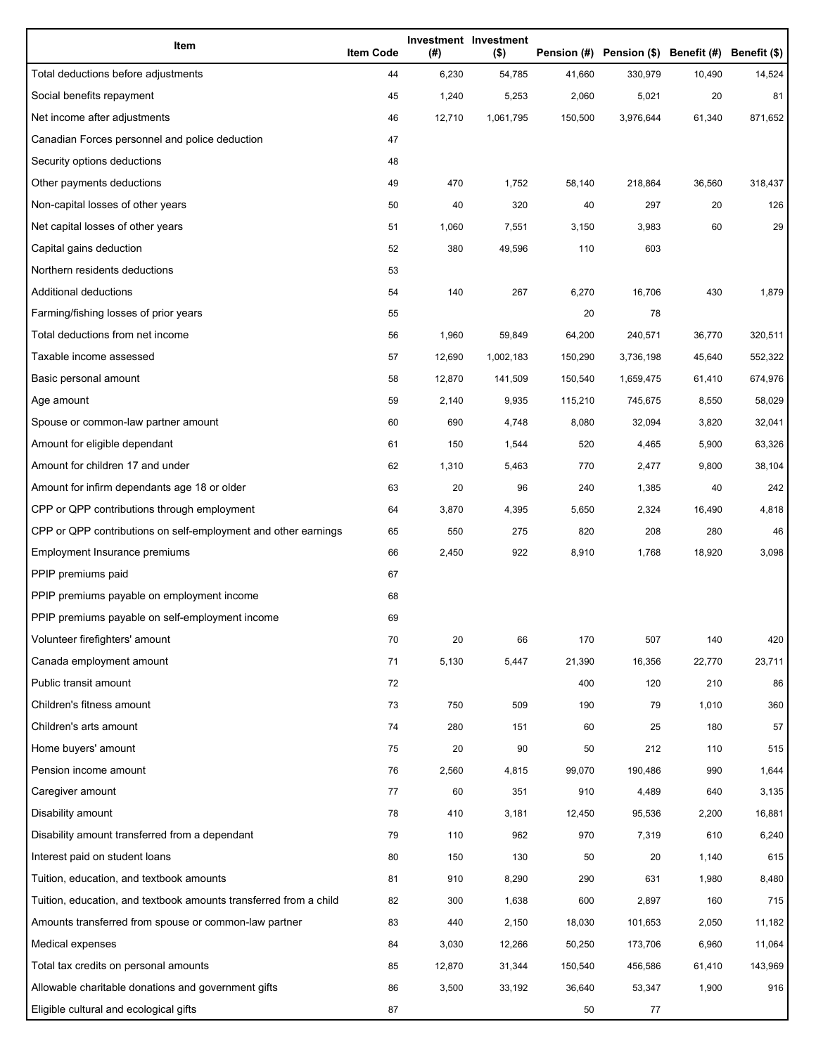| Item | Item Code | Investment (#) | Investment ($) | Pension (#) | Pension ($) | Benefit (#) | Benefit ($) |
|---|---|---|---|---|---|---|---|
| Total deductions before adjustments | 44 | 6,230 | 54,785 | 41,660 | 330,979 | 10,490 | 14,524 |
| Social benefits repayment | 45 | 1,240 | 5,253 | 2,060 | 5,021 | 20 | 81 |
| Net income after adjustments | 46 | 12,710 | 1,061,795 | 150,500 | 3,976,644 | 61,340 | 871,652 |
| Canadian Forces personnel and police deduction | 47 | | | | | | |
| Security options deductions | 48 | | | | | | |
| Other payments deductions | 49 | 470 | 1,752 | 58,140 | 218,864 | 36,560 | 318,437 |
| Non-capital losses of other years | 50 | 40 | 320 | 40 | 297 | 20 | 126 |
| Net capital losses of other years | 51 | 1,060 | 7,551 | 3,150 | 3,983 | 60 | 29 |
| Capital gains deduction | 52 | 380 | 49,596 | 110 | 603 | | |
| Northern residents deductions | 53 | | | | | | |
| Additional deductions | 54 | 140 | 267 | 6,270 | 16,706 | 430 | 1,879 |
| Farming/fishing losses of prior years | 55 | | | 20 | 78 | | |
| Total deductions from net income | 56 | 1,960 | 59,849 | 64,200 | 240,571 | 36,770 | 320,511 |
| Taxable income assessed | 57 | 12,690 | 1,002,183 | 150,290 | 3,736,198 | 45,640 | 552,322 |
| Basic personal amount | 58 | 12,870 | 141,509 | 150,540 | 1,659,475 | 61,410 | 674,976 |
| Age amount | 59 | 2,140 | 9,935 | 115,210 | 745,675 | 8,550 | 58,029 |
| Spouse or common-law partner amount | 60 | 690 | 4,748 | 8,080 | 32,094 | 3,820 | 32,041 |
| Amount for eligible dependant | 61 | 150 | 1,544 | 520 | 4,465 | 5,900 | 63,326 |
| Amount for children 17 and under | 62 | 1,310 | 5,463 | 770 | 2,477 | 9,800 | 38,104 |
| Amount for infirm dependants age 18 or older | 63 | 20 | 96 | 240 | 1,385 | 40 | 242 |
| CPP or QPP contributions through employment | 64 | 3,870 | 4,395 | 5,650 | 2,324 | 16,490 | 4,818 |
| CPP or QPP contributions on self-employment and other earnings | 65 | 550 | 275 | 820 | 208 | 280 | 46 |
| Employment Insurance premiums | 66 | 2,450 | 922 | 8,910 | 1,768 | 18,920 | 3,098 |
| PPIP premiums paid | 67 | | | | | | |
| PPIP premiums payable on employment income | 68 | | | | | | |
| PPIP premiums payable on self-employment income | 69 | | | | | | |
| Volunteer firefighters' amount | 70 | 20 | 66 | 170 | 507 | 140 | 420 |
| Canada employment amount | 71 | 5,130 | 5,447 | 21,390 | 16,356 | 22,770 | 23,711 |
| Public transit amount | 72 | | | 400 | 120 | 210 | 86 |
| Children's fitness amount | 73 | 750 | 509 | 190 | 79 | 1,010 | 360 |
| Children's arts amount | 74 | 280 | 151 | 60 | 25 | 180 | 57 |
| Home buyers' amount | 75 | 20 | 90 | 50 | 212 | 110 | 515 |
| Pension income amount | 76 | 2,560 | 4,815 | 99,070 | 190,486 | 990 | 1,644 |
| Caregiver amount | 77 | 60 | 351 | 910 | 4,489 | 640 | 3,135 |
| Disability amount | 78 | 410 | 3,181 | 12,450 | 95,536 | 2,200 | 16,881 |
| Disability amount transferred from a dependant | 79 | 110 | 962 | 970 | 7,319 | 610 | 6,240 |
| Interest paid on student loans | 80 | 150 | 130 | 50 | 20 | 1,140 | 615 |
| Tuition, education, and textbook amounts | 81 | 910 | 8,290 | 290 | 631 | 1,980 | 8,480 |
| Tuition, education, and textbook amounts transferred from a child | 82 | 300 | 1,638 | 600 | 2,897 | 160 | 715 |
| Amounts transferred from spouse or common-law partner | 83 | 440 | 2,150 | 18,030 | 101,653 | 2,050 | 11,182 |
| Medical expenses | 84 | 3,030 | 12,266 | 50,250 | 173,706 | 6,960 | 11,064 |
| Total tax credits on personal amounts | 85 | 12,870 | 31,344 | 150,540 | 456,586 | 61,410 | 143,969 |
| Allowable charitable donations and government gifts | 86 | 3,500 | 33,192 | 36,640 | 53,347 | 1,900 | 916 |
| Eligible cultural and ecological gifts | 87 | | | 50 | 77 | | |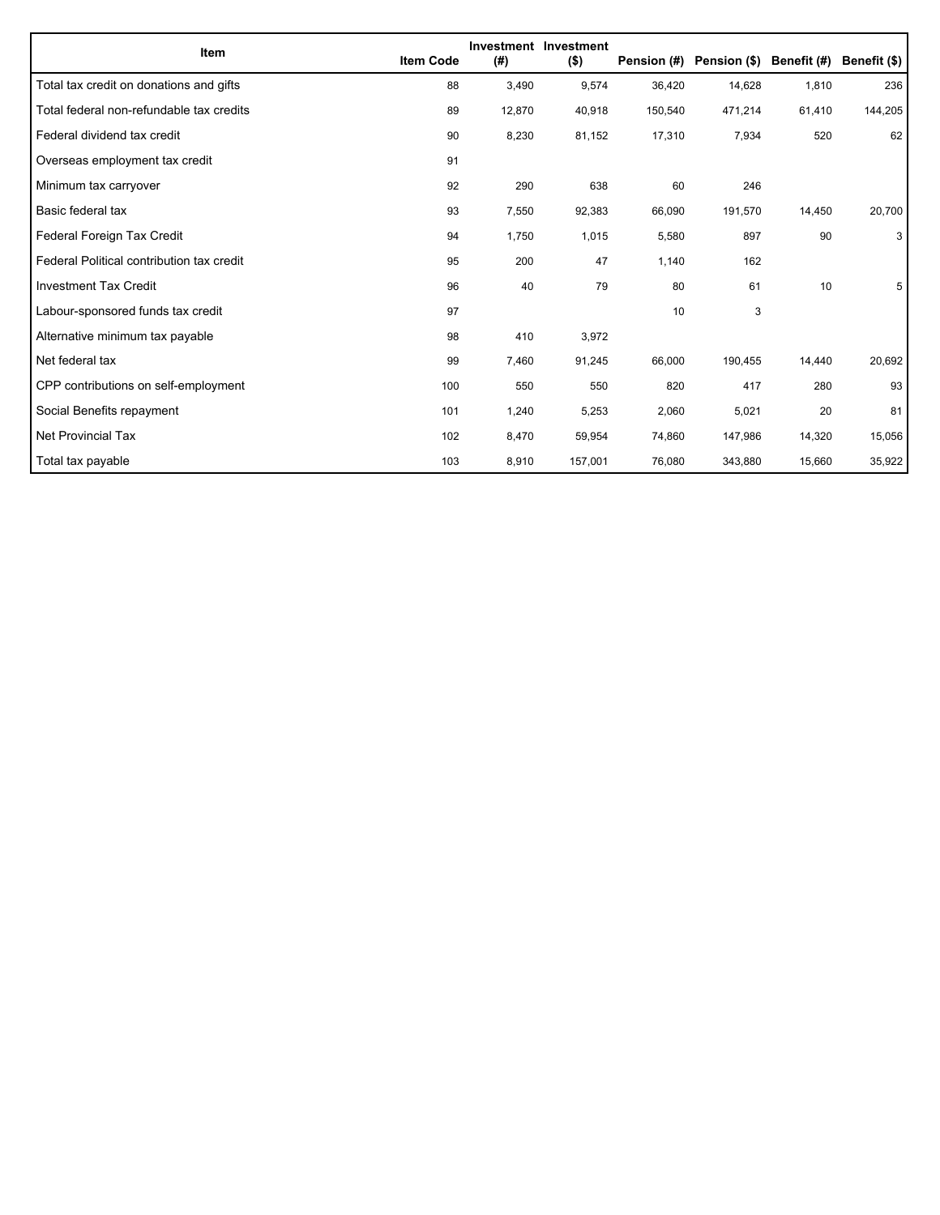| Item | Item Code | Investment (#) | Investment ($) | Pension (#) | Pension ($) | Benefit (#) | Benefit ($) |
|---|---|---|---|---|---|---|---|
| Total tax credit on donations and gifts | 88 | 3,490 | 9,574 | 36,420 | 14,628 | 1,810 | 236 |
| Total federal non-refundable tax credits | 89 | 12,870 | 40,918 | 150,540 | 471,214 | 61,410 | 144,205 |
| Federal dividend tax credit | 90 | 8,230 | 81,152 | 17,310 | 7,934 | 520 | 62 |
| Overseas employment tax credit | 91 | | | | | | |
| Minimum tax carryover | 92 | 290 | 638 | 60 | 246 | | |
| Basic federal tax | 93 | 7,550 | 92,383 | 66,090 | 191,570 | 14,450 | 20,700 |
| Federal Foreign Tax Credit | 94 | 1,750 | 1,015 | 5,580 | 897 | 90 | 3 |
| Federal Political contribution tax credit | 95 | 200 | 47 | 1,140 | 162 | | |
| Investment Tax Credit | 96 | 40 | 79 | 80 | 61 | 10 | 5 |
| Labour-sponsored funds tax credit | 97 | | | 10 | 3 | | |
| Alternative minimum tax payable | 98 | 410 | 3,972 | | | | |
| Net federal tax | 99 | 7,460 | 91,245 | 66,000 | 190,455 | 14,440 | 20,692 |
| CPP contributions on self-employment | 100 | 550 | 550 | 820 | 417 | 280 | 93 |
| Social Benefits repayment | 101 | 1,240 | 5,253 | 2,060 | 5,021 | 20 | 81 |
| Net Provincial Tax | 102 | 8,470 | 59,954 | 74,860 | 147,986 | 14,320 | 15,056 |
| Total tax payable | 103 | 8,910 | 157,001 | 76,080 | 343,880 | 15,660 | 35,922 |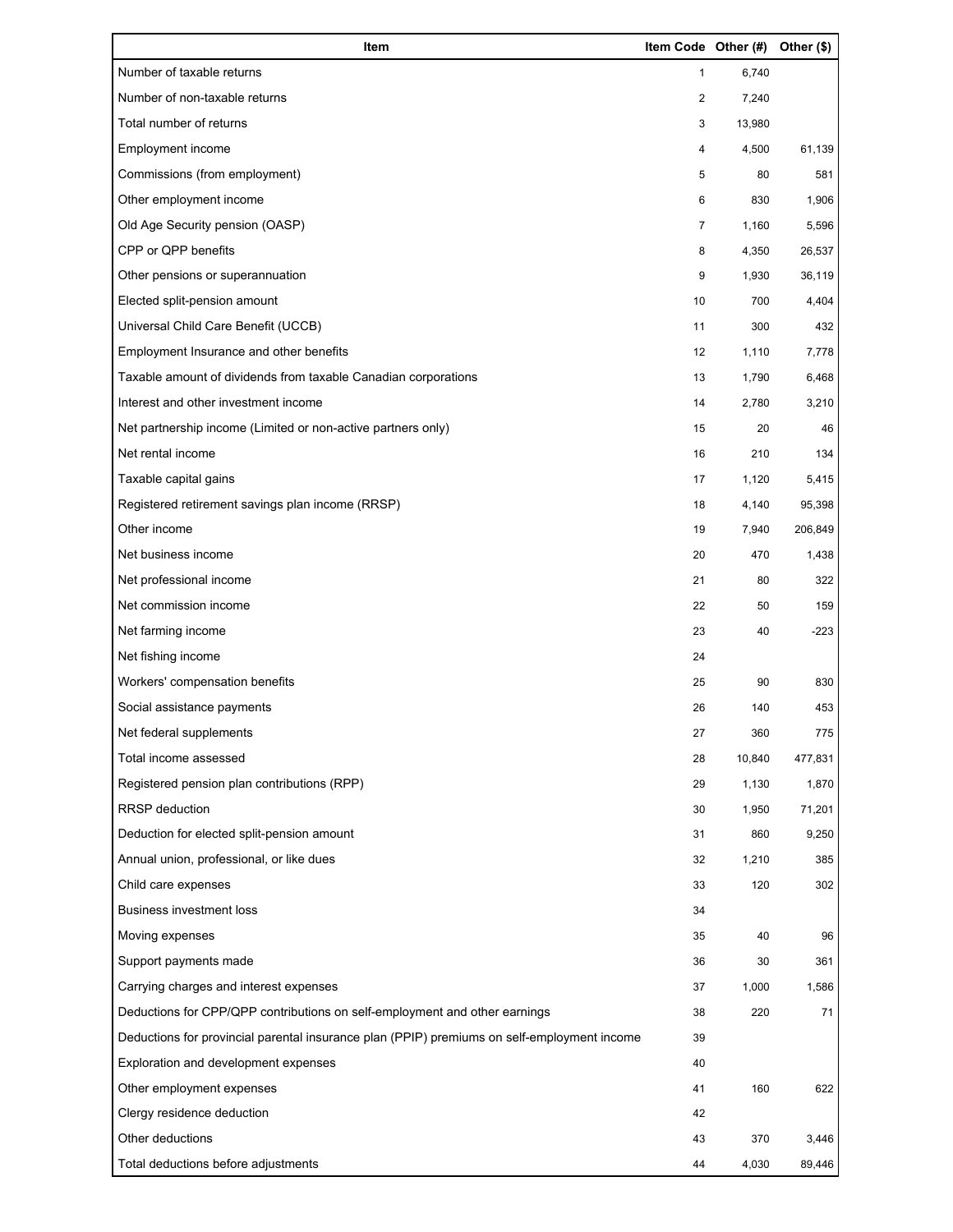| Item | Item Code | Other (#) | Other ($) |
|---|---|---|---|
| Number of taxable returns | 1 | 6,740 | |
| Number of non-taxable returns | 2 | 7,240 | |
| Total number of returns | 3 | 13,980 | |
| Employment income | 4 | 4,500 | 61,139 |
| Commissions (from employment) | 5 | 80 | 581 |
| Other employment income | 6 | 830 | 1,906 |
| Old Age Security pension (OASP) | 7 | 1,160 | 5,596 |
| CPP or QPP benefits | 8 | 4,350 | 26,537 |
| Other pensions or superannuation | 9 | 1,930 | 36,119 |
| Elected split-pension amount | 10 | 700 | 4,404 |
| Universal Child Care Benefit (UCCB) | 11 | 300 | 432 |
| Employment Insurance and other benefits | 12 | 1,110 | 7,778 |
| Taxable amount of dividends from taxable Canadian corporations | 13 | 1,790 | 6,468 |
| Interest and other investment income | 14 | 2,780 | 3,210 |
| Net partnership income (Limited or non-active partners only) | 15 | 20 | 46 |
| Net rental income | 16 | 210 | 134 |
| Taxable capital gains | 17 | 1,120 | 5,415 |
| Registered retirement savings plan income (RRSP) | 18 | 4,140 | 95,398 |
| Other income | 19 | 7,940 | 206,849 |
| Net business income | 20 | 470 | 1,438 |
| Net professional income | 21 | 80 | 322 |
| Net commission income | 22 | 50 | 159 |
| Net farming income | 23 | 40 | -223 |
| Net fishing income | 24 | | |
| Workers' compensation benefits | 25 | 90 | 830 |
| Social assistance payments | 26 | 140 | 453 |
| Net federal supplements | 27 | 360 | 775 |
| Total income assessed | 28 | 10,840 | 477,831 |
| Registered pension plan contributions (RPP) | 29 | 1,130 | 1,870 |
| RRSP deduction | 30 | 1,950 | 71,201 |
| Deduction for elected split-pension amount | 31 | 860 | 9,250 |
| Annual union, professional, or like dues | 32 | 1,210 | 385 |
| Child care expenses | 33 | 120 | 302 |
| Business investment loss | 34 | | |
| Moving expenses | 35 | 40 | 96 |
| Support payments made | 36 | 30 | 361 |
| Carrying charges and interest expenses | 37 | 1,000 | 1,586 |
| Deductions for CPP/QPP contributions on self-employment and other earnings | 38 | 220 | 71 |
| Deductions for provincial parental insurance plan (PPIP) premiums on self-employment income | 39 | | |
| Exploration and development expenses | 40 | | |
| Other employment expenses | 41 | 160 | 622 |
| Clergy residence deduction | 42 | | |
| Other deductions | 43 | 370 | 3,446 |
| Total deductions before adjustments | 44 | 4,030 | 89,446 |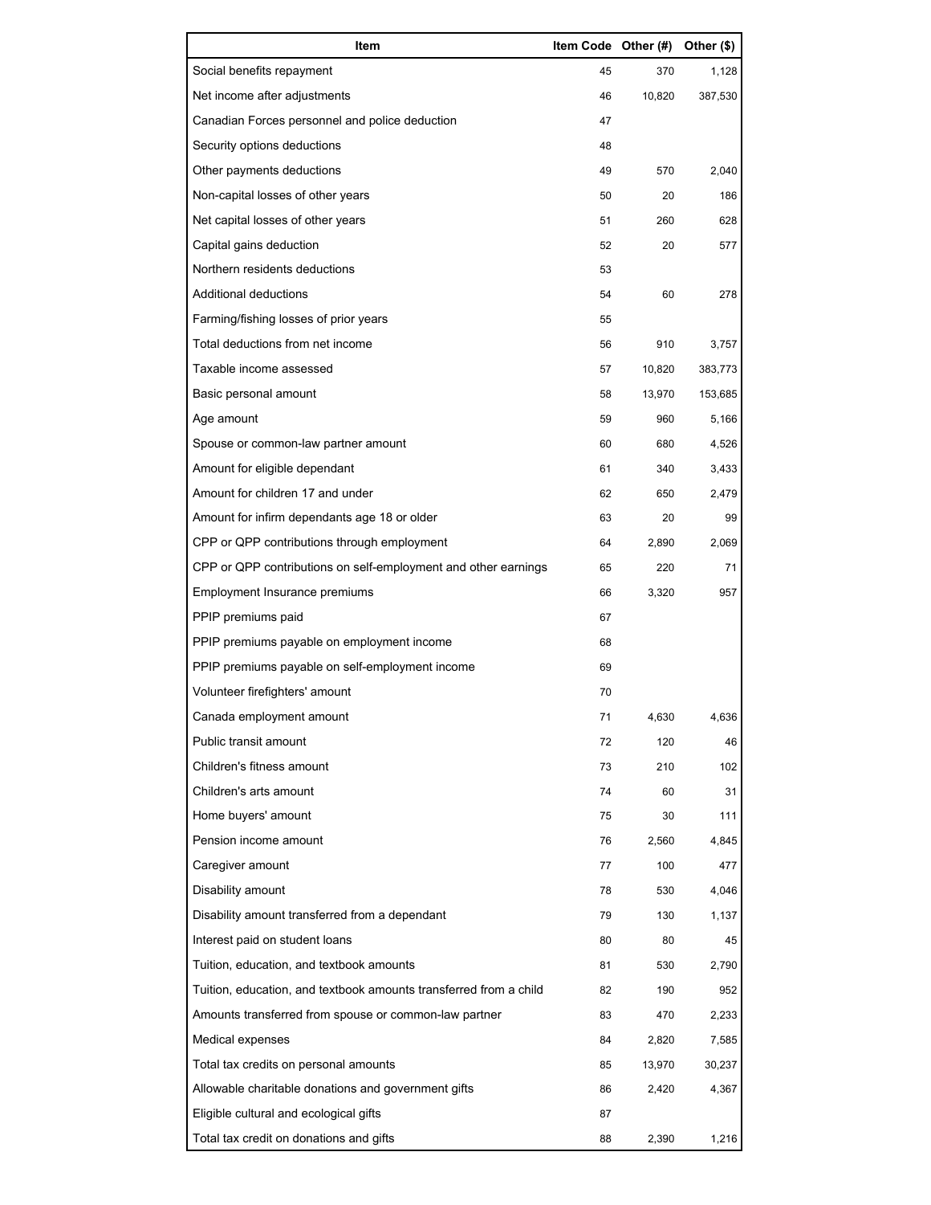| Item | Item Code | Other (#) | Other ($) |
|---|---|---|---|
| Social benefits repayment | 45 | 370 | 1,128 |
| Net income after adjustments | 46 | 10,820 | 387,530 |
| Canadian Forces personnel and police deduction | 47 | | |
| Security options deductions | 48 | | |
| Other payments deductions | 49 | 570 | 2,040 |
| Non-capital losses of other years | 50 | 20 | 186 |
| Net capital losses of other years | 51 | 260 | 628 |
| Capital gains deduction | 52 | 20 | 577 |
| Northern residents deductions | 53 | | |
| Additional deductions | 54 | 60 | 278 |
| Farming/fishing losses of prior years | 55 | | |
| Total deductions from net income | 56 | 910 | 3,757 |
| Taxable income assessed | 57 | 10,820 | 383,773 |
| Basic personal amount | 58 | 13,970 | 153,685 |
| Age amount | 59 | 960 | 5,166 |
| Spouse or common-law partner amount | 60 | 680 | 4,526 |
| Amount for eligible dependant | 61 | 340 | 3,433 |
| Amount for children 17 and under | 62 | 650 | 2,479 |
| Amount for infirm dependants age 18 or older | 63 | 20 | 99 |
| CPP or QPP contributions through employment | 64 | 2,890 | 2,069 |
| CPP or QPP contributions on self-employment and other earnings | 65 | 220 | 71 |
| Employment Insurance premiums | 66 | 3,320 | 957 |
| PPIP premiums paid | 67 | | |
| PPIP premiums payable on employment income | 68 | | |
| PPIP premiums payable on self-employment income | 69 | | |
| Volunteer firefighters' amount | 70 | | |
| Canada employment amount | 71 | 4,630 | 4,636 |
| Public transit amount | 72 | 120 | 46 |
| Children's fitness amount | 73 | 210 | 102 |
| Children's arts amount | 74 | 60 | 31 |
| Home buyers' amount | 75 | 30 | 111 |
| Pension income amount | 76 | 2,560 | 4,845 |
| Caregiver amount | 77 | 100 | 477 |
| Disability amount | 78 | 530 | 4,046 |
| Disability amount transferred from a dependant | 79 | 130 | 1,137 |
| Interest paid on student loans | 80 | 80 | 45 |
| Tuition, education, and textbook amounts | 81 | 530 | 2,790 |
| Tuition, education, and textbook amounts transferred from a child | 82 | 190 | 952 |
| Amounts transferred from spouse or common-law partner | 83 | 470 | 2,233 |
| Medical expenses | 84 | 2,820 | 7,585 |
| Total tax credits on personal amounts | 85 | 13,970 | 30,237 |
| Allowable charitable donations and government gifts | 86 | 2,420 | 4,367 |
| Eligible cultural and ecological gifts | 87 | | |
| Total tax credit on donations and gifts | 88 | 2,390 | 1,216 |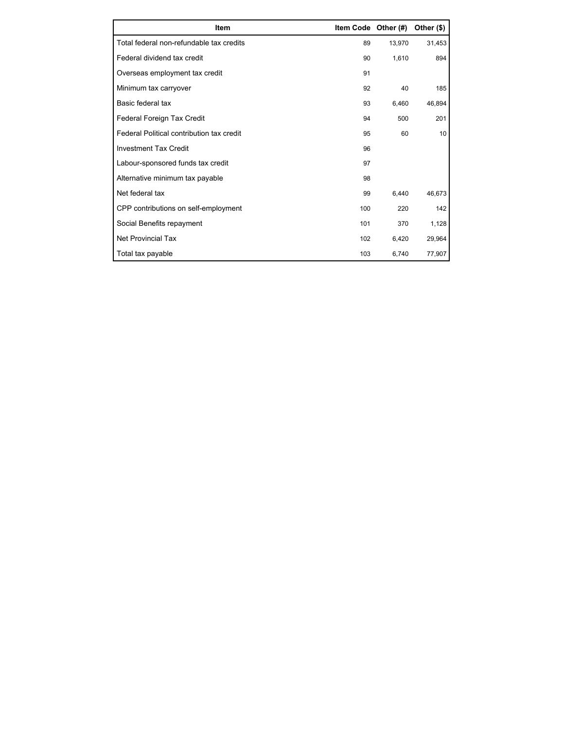| Item | Item Code | Other (#) | Other ($) |
|---|---|---|---|
| Total federal non-refundable tax credits | 89 | 13,970 | 31,453 |
| Federal dividend tax credit | 90 | 1,610 | 894 |
| Overseas employment tax credit | 91 | | |
| Minimum tax carryover | 92 | 40 | 185 |
| Basic federal tax | 93 | 6,460 | 46,894 |
| Federal Foreign Tax Credit | 94 | 500 | 201 |
| Federal Political contribution tax credit | 95 | 60 | 10 |
| Investment Tax Credit | 96 | | |
| Labour-sponsored funds tax credit | 97 | | |
| Alternative minimum tax payable | 98 | | |
| Net federal tax | 99 | 6,440 | 46,673 |
| CPP contributions on self-employment | 100 | 220 | 142 |
| Social Benefits repayment | 101 | 370 | 1,128 |
| Net Provincial Tax | 102 | 6,420 | 29,964 |
| Total tax payable | 103 | 6,740 | 77,907 |